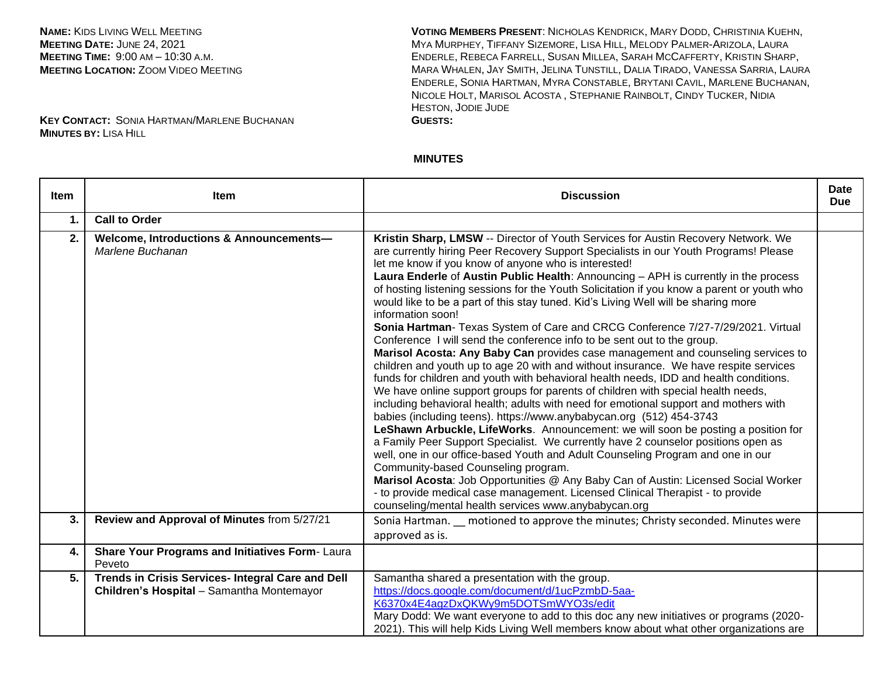**NAME:** KIDS LIVING WELL MEETING
**MEETING DATE:** JUNE 24, 2021
**MEETING TIME:** 9:00 AM – 10:30 A.M.
**MEETING LOCATION:** ZOOM VIDEO MEETING

**KEY CONTACT:** SONIA HARTMAN/MARLENE BUCHANAN
**MINUTES BY:** LISA HILL

**VOTING MEMBERS PRESENT**: NICHOLAS KENDRICK, MARY DODD, CHRISTINIA KUEHN, MYA MURPHEY, TIFFANY SIZEMORE, LISA HILL, MELODY PALMER-ARIZOLA, LAURA ENDERLE, REBECA FARRELL, SUSAN MILLEA, SARAH MCCAFFERTY, KRISTIN SHARP, MARA WHALEN, JAY SMITH, JELINA TUNSTILL, DALIA TIRADO, VANESSA SARRIA, LAURA ENDERLE, SONIA HARTMAN, MYRA CONSTABLE, BRYTANI CAVIL, MARLENE BUCHANAN, NICOLE HOLT, MARISOL ACOSTA , STEPHANIE RAINBOLT, CINDY TUCKER, NIDIA HESTON, JODIE JUDE
**GUESTS:**

## MINUTES

| Item | Item | Discussion | Date Due |
|---|---|---|---|
| 1. | **Call to Order** | | |
| 2. | **Welcome, Introductions & Announcements—** *Marlene Buchanan* | **Kristin Sharp, LMSW** -- Director of Youth Services for Austin Recovery Network. We are currently hiring Peer Recovery Support Specialists in our Youth Programs! Please let me know if you know of anyone who is interested!<br>**Laura Enderle** of **Austin Public Health**: Announcing – APH is currently in the process of hosting listening sessions for the Youth Solicitation if you know a parent or youth who would like to be a part of this stay tuned. Kid's Living Well will be sharing more information soon!<br>**Sonia Hartman**- Texas System of Care and CRCG Conference 7/27-7/29/2021. Virtual Conference I will send the conference info to be sent out to the group.<br>**Marisol Acosta: Any Baby Can** provides case management and counseling services to children and youth up to age 20 with and without insurance. We have respite services funds for children and youth with behavioral health needs, IDD and health conditions. We have online support groups for parents of children with special health needs, including behavioral health; adults with need for emotional support and mothers with babies (including teens). https://www.anybabycan.org (512) 454-3743<br>**LeShawn Arbuckle, LifeWorks**. Announcement: we will soon be posting a position for a Family Peer Support Specialist. We currently have 2 counselor positions open as well, one in our office-based Youth and Adult Counseling Program and one in our Community-based Counseling program.<br>**Marisol Acosta**: Job Opportunities @ Any Baby Can of Austin: Licensed Social Worker - to provide medical case management. Licensed Clinical Therapist - to provide counseling/mental health services www.anybabycan.org | |
| 3. | **Review and Approval of Minutes** from 5/27/21 | Sonia Hartman. __ motioned to approve the minutes; Christy seconded. Minutes were approved as is. | |
| 4. | **Share Your Programs and Initiatives Form**- Laura Peveto | | |
| 5. | **Trends in Crisis Services- Integral Care and Dell Children's Hospital** – Samantha Montemayor | Samantha shared a presentation with the group.<br>https://docs.google.com/document/d/1ucPzmbD-5aa-K6370x4E4agzDxQKWy9m5DOTSmWYO3s/edit<br>Mary Dodd: We want everyone to add to this doc any new initiatives or programs (2020-2021). This will help Kids Living Well members know about what other organizations are | |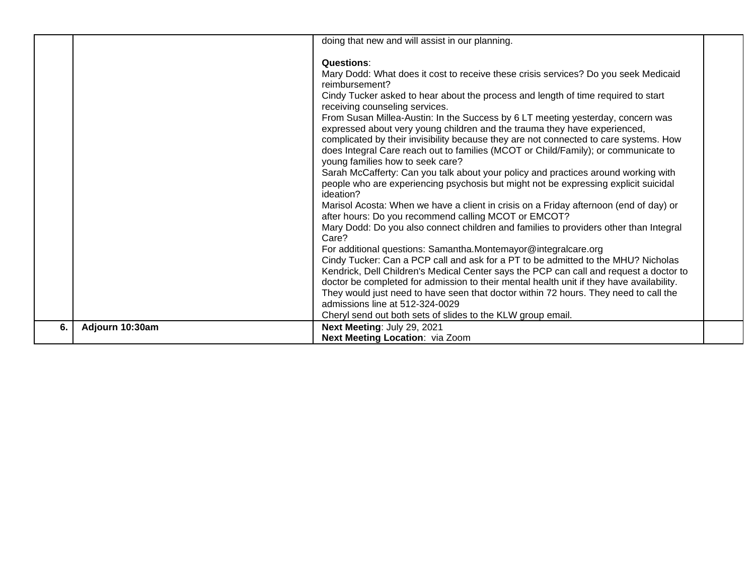| | | | |
|---|---|---|---|
| | | doing that new and will assist in our planning.<br><br>**Questions**:<br>Mary Dodd: What does it cost to receive these crisis services? Do you seek Medicaid reimbursement?<br>Cindy Tucker asked to hear about the process and length of time required to start receiving counseling services.<br>From Susan Millea-Austin: In the Success by 6 LT meeting yesterday, concern was expressed about very young children and the trauma they have experienced, complicated by their invisibility because they are not connected to care systems. How does Integral Care reach out to families (MCOT or Child/Family); or communicate to young families how to seek care?<br>Sarah McCafferty: Can you talk about your policy and practices around working with people who are experiencing psychosis but might not be expressing explicit suicidal ideation?<br>Marisol Acosta: When we have a client in crisis on a Friday afternoon (end of day) or after hours: Do you recommend calling MCOT or EMCOT?<br>Mary Dodd: Do you also connect children and families to providers other than Integral Care?<br>For additional questions: Samantha.Montemayor@integralcare.org<br>Cindy Tucker: Can a PCP call and ask for a PT to be admitted to the MHU? Nicholas Kendrick, Dell Children's Medical Center says the PCP can call and request a doctor to doctor be completed for admission to their mental health unit if they have availability. They would just need to have seen that doctor within 72 hours. They need to call the admissions line at 512-324-0029<br>Cheryl send out both sets of slides to the KLW group email. | |
| **6.** | **Adjourn 10:30am** | **Next Meeting**: July 29, 2021<br>**Next Meeting Location**: via Zoom | |